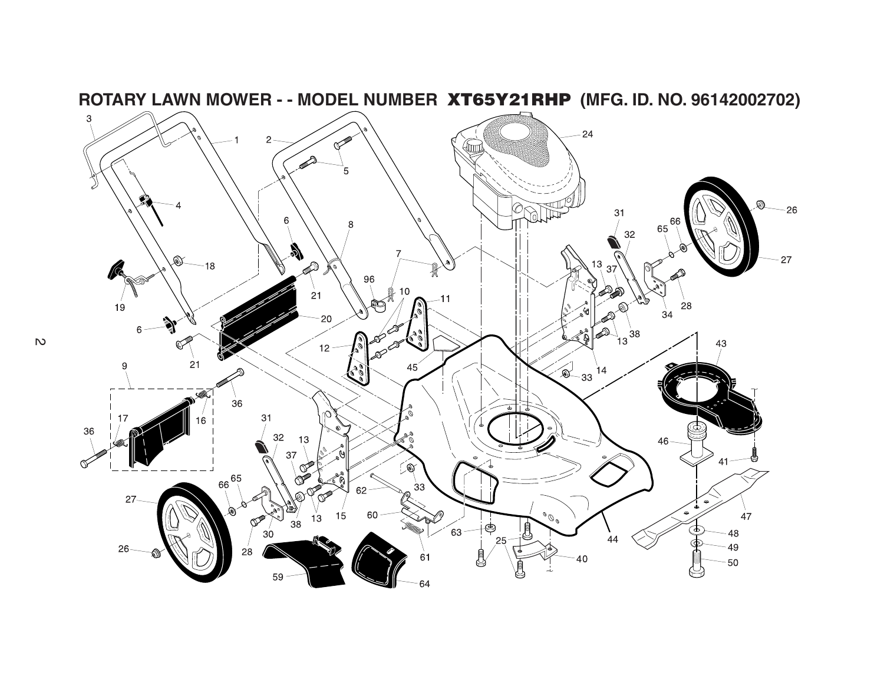# ROTARY LAWN MOWER - - MODEL NUMBER XT65Y21RHP (MFG. ID. NO. 96142002702)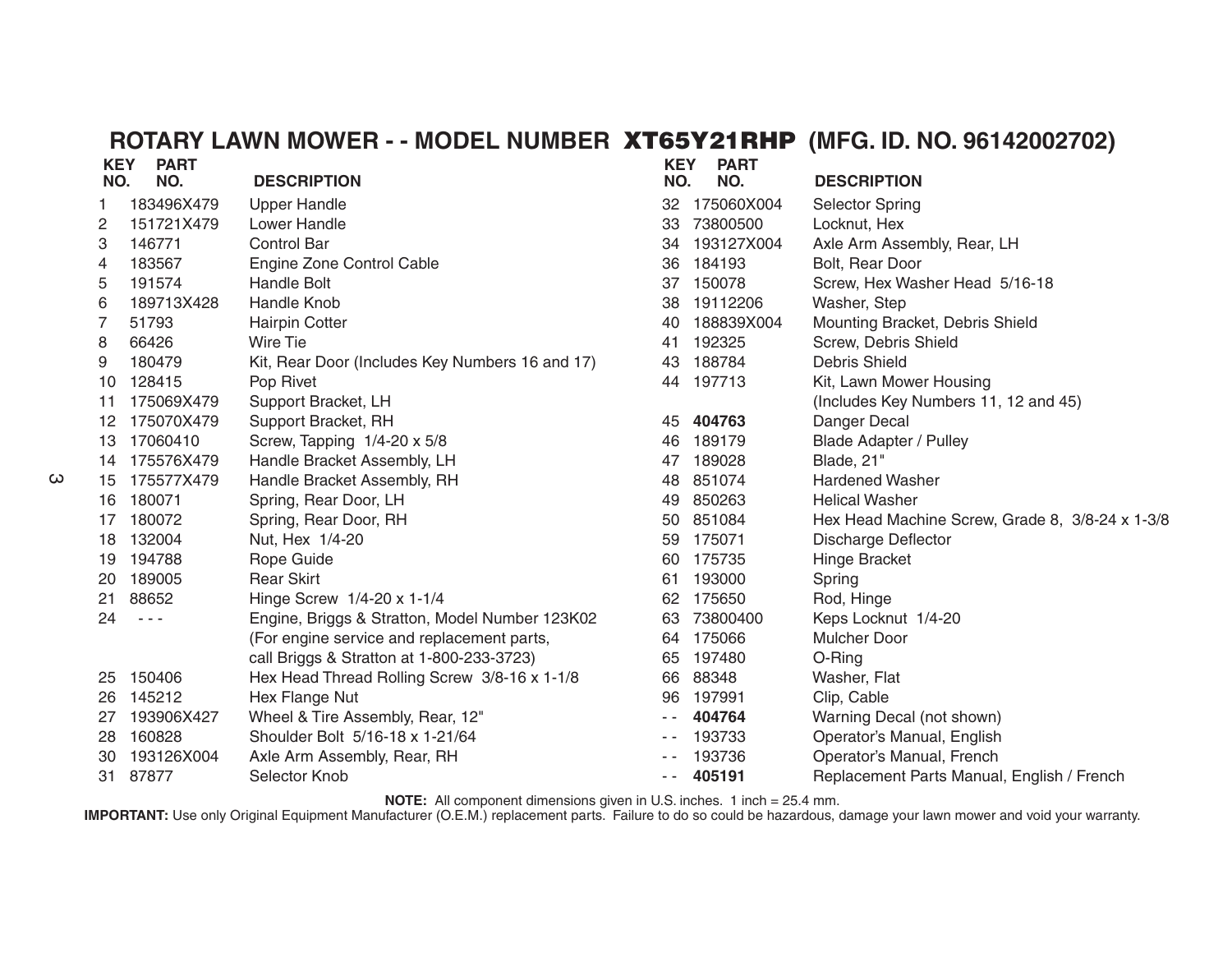# ROTARY LAWN MOWER - - MODEL NUMBER **XT65Y21RHP** (MFG. ID. NO. 96142002702)

| KEY NO. | PART NO. | DESCRIPTION |
|---|---|---|
| 1 | 183496X479 | Upper Handle |
| 2 | 151721X479 | Lower Handle |
| 3 | 146771 | Control Bar |
| 4 | 183567 | Engine Zone Control Cable |
| 5 | 191574 | Handle Bolt |
| 6 | 189713X428 | Handle Knob |
| 7 | 51793 | Hairpin Cotter |
| 8 | 66426 | Wire Tie |
| 9 | 180479 | Kit, Rear Door (Includes Key Numbers 16 and 17) |
| 10 | 128415 | Pop Rivet |
| 11 | 175069X479 | Support Bracket, LH |
| 12 | 175070X479 | Support Bracket, RH |
| 13 | 17060410 | Screw, Tapping 1/4-20 x 5/8 |
| 14 | 175576X479 | Handle Bracket Assembly, LH |
| 15 | 175577X479 | Handle Bracket Assembly, RH |
| 16 | 180071 | Spring, Rear Door, LH |
| 17 | 180072 | Spring, Rear Door, RH |
| 18 | 132004 | Nut, Hex 1/4-20 |
| 19 | 194788 | Rope Guide |
| 20 | 189005 | Rear Skirt |
| 21 | 88652 | Hinge Screw 1/4-20 x 1-1/4 |
| 24 | - - - | Engine, Briggs & Stratton, Model Number 123K02 (For engine service and replacement parts, call Briggs & Stratton at 1-800-233-3723) |
| 25 | 150406 | Hex Head Thread Rolling Screw 3/8-16 x 1-1/8 |
| 26 | 145212 | Hex Flange Nut |
| 27 | 193906X427 | Wheel & Tire Assembly, Rear, 12" |
| 28 | 160828 | Shoulder Bolt 5/16-18 x 1-21/64 |
| 30 | 193126X004 | Axle Arm Assembly, Rear, RH |
| 31 | 87877 | Selector Knob |
| 32 | 175060X004 | Selector Spring |
| 33 | 73800500 | Locknut, Hex |
| 34 | 193127X004 | Axle Arm Assembly, Rear, LH |
| 36 | 184193 | Bolt, Rear Door |
| 37 | 150078 | Screw, Hex Washer Head 5/16-18 |
| 38 | 19112206 | Washer, Step |
| 40 | 188839X004 | Mounting Bracket, Debris Shield |
| 41 | 192325 | Screw, Debris Shield |
| 43 | 188784 | Debris Shield |
| 44 | 197713 | Kit, Lawn Mower Housing (Includes Key Numbers 11, 12 and 45) |
| 45 | **404763** | Danger Decal |
| 46 | 189179 | Blade Adapter / Pulley |
| 47 | 189028 | Blade, 21" |
| 48 | 851074 | Hardened Washer |
| 49 | 850263 | Helical Washer |
| 50 | 851084 | Hex Head Machine Screw, Grade 8, 3/8-24 x 1-3/8 |
| 59 | 175071 | Discharge Deflector |
| 60 | 175735 | Hinge Bracket |
| 61 | 193000 | Spring |
| 62 | 175650 | Rod, Hinge |
| 63 | 73800400 | Keps Locknut 1/4-20 |
| 64 | 175066 | Mulcher Door |
| 65 | 197480 | O-Ring |
| 66 | 88348 | Washer, Flat |
| 96 | 197991 | Clip, Cable |
| - - | **404764** | Warning Decal (not shown) |
| - - | 193733 | Operator's Manual, English |
| - - | 193736 | Operator's Manual, French |
| - - | **405191** | Replacement Parts Manual, English / French |

**NOTE:** All component dimensions given in U.S. inches. 1 inch = 25.4 mm.

**IMPORTANT:** Use only Original Equipment Manufacturer (O.E.M.) replacement parts. Failure to do so could be hazardous, damage your lawn mower and void your warranty.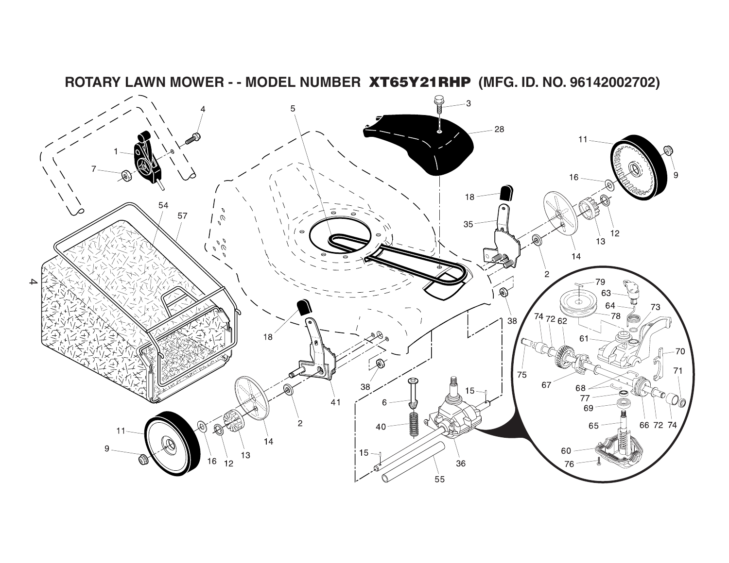# ROTARY LAWN MOWER - - MODEL NUMBER XT65Y21RHP (MFG. ID. NO. 96142002702)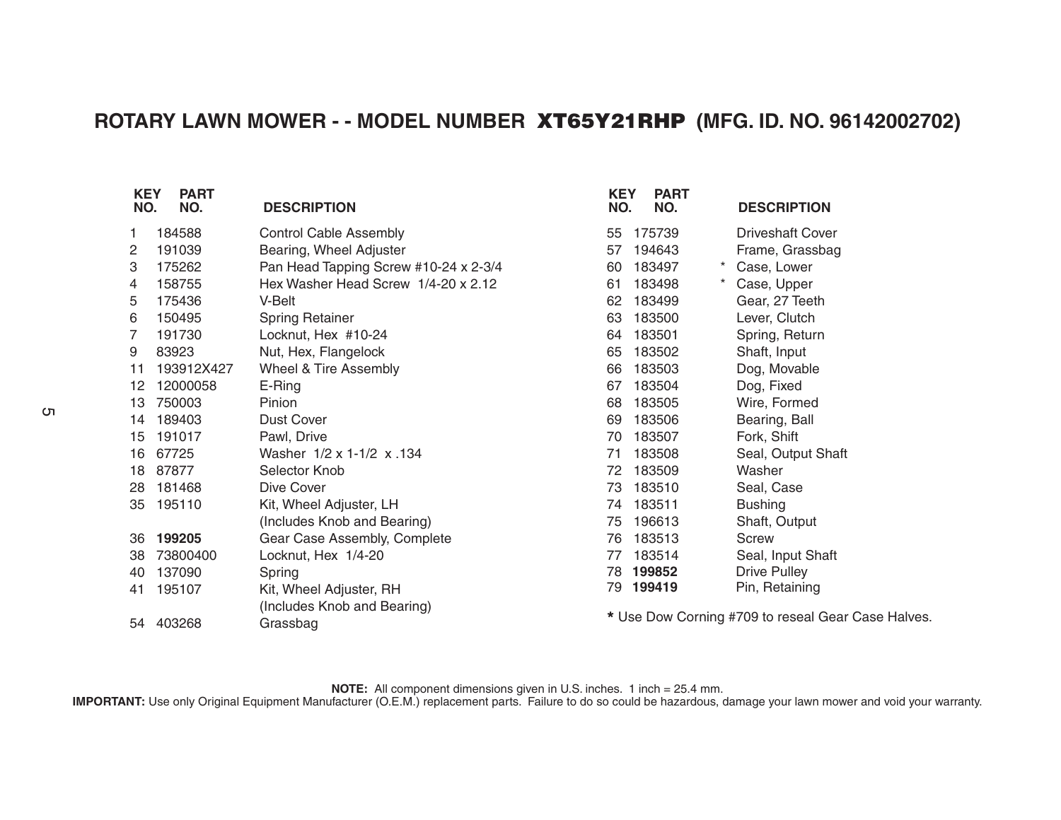# ROTARY LAWN MOWER - - MODEL NUMBER **XT65Y21RHP** (MFG. ID. NO. 96142002702)

| KEY NO. | PART NO. | DESCRIPTION |
|---|---|---|
| 1 | 184588 | Control Cable Assembly |
| 2 | 191039 | Bearing, Wheel Adjuster |
| 3 | 175262 | Pan Head Tapping Screw #10-24 x 2-3/4 |
| 4 | 158755 | Hex Washer Head Screw 1/4-20 x 2.12 |
| 5 | 175436 | V-Belt |
| 6 | 150495 | Spring Retainer |
| 7 | 191730 | Locknut, Hex #10-24 |
| 9 | 83923 | Nut, Hex, Flangelock |
| 11 | 193912X427 | Wheel & Tire Assembly |
| 12 | 12000058 | E-Ring |
| 13 | 750003 | Pinion |
| 14 | 189403 | Dust Cover |
| 15 | 191017 | Pawl, Drive |
| 16 | 67725 | Washer 1/2 x 1-1/2 x .134 |
| 18 | 87877 | Selector Knob |
| 28 | 181468 | Dive Cover |
| 35 | 195110 | Kit, Wheel Adjuster, LH (Includes Knob and Bearing) |
| 36 | **199205** | Gear Case Assembly, Complete |
| 38 | 73800400 | Locknut, Hex 1/4-20 |
| 40 | 137090 | Spring |
| 41 | 195107 | Kit, Wheel Adjuster, RH (Includes Knob and Bearing) |
| 54 | 403268 | Grassbag |
| 55 | 175739 | Driveshaft Cover |
| 57 | 194643 | Frame, Grassbag |
| 60 | 183497 | * Case, Lower |
| 61 | 183498 | * Case, Upper |
| 62 | 183499 | Gear, 27 Teeth |
| 63 | 183500 | Lever, Clutch |
| 64 | 183501 | Spring, Return |
| 65 | 183502 | Shaft, Input |
| 66 | 183503 | Dog, Movable |
| 67 | 183504 | Dog, Fixed |
| 68 | 183505 | Wire, Formed |
| 69 | 183506 | Bearing, Ball |
| 70 | 183507 | Fork, Shift |
| 71 | 183508 | Seal, Output Shaft |
| 72 | 183509 | Washer |
| 73 | 183510 | Seal, Case |
| 74 | 183511 | Bushing |
| 75 | 196613 | Shaft, Output |
| 76 | 183513 | Screw |
| 77 | 183514 | Seal, Input Shaft |
| 78 | **199852** | Drive Pulley |
| 79 | **199419** | Pin, Retaining |

**\*** Use Dow Corning #709 to reseal Gear Case Halves.

**NOTE:** All component dimensions given in U.S. inches. 1 inch = 25.4 mm.

**IMPORTANT:** Use only Original Equipment Manufacturer (O.E.M.) replacement parts. Failure to do so could be hazardous, damage your lawn mower and void your warranty.